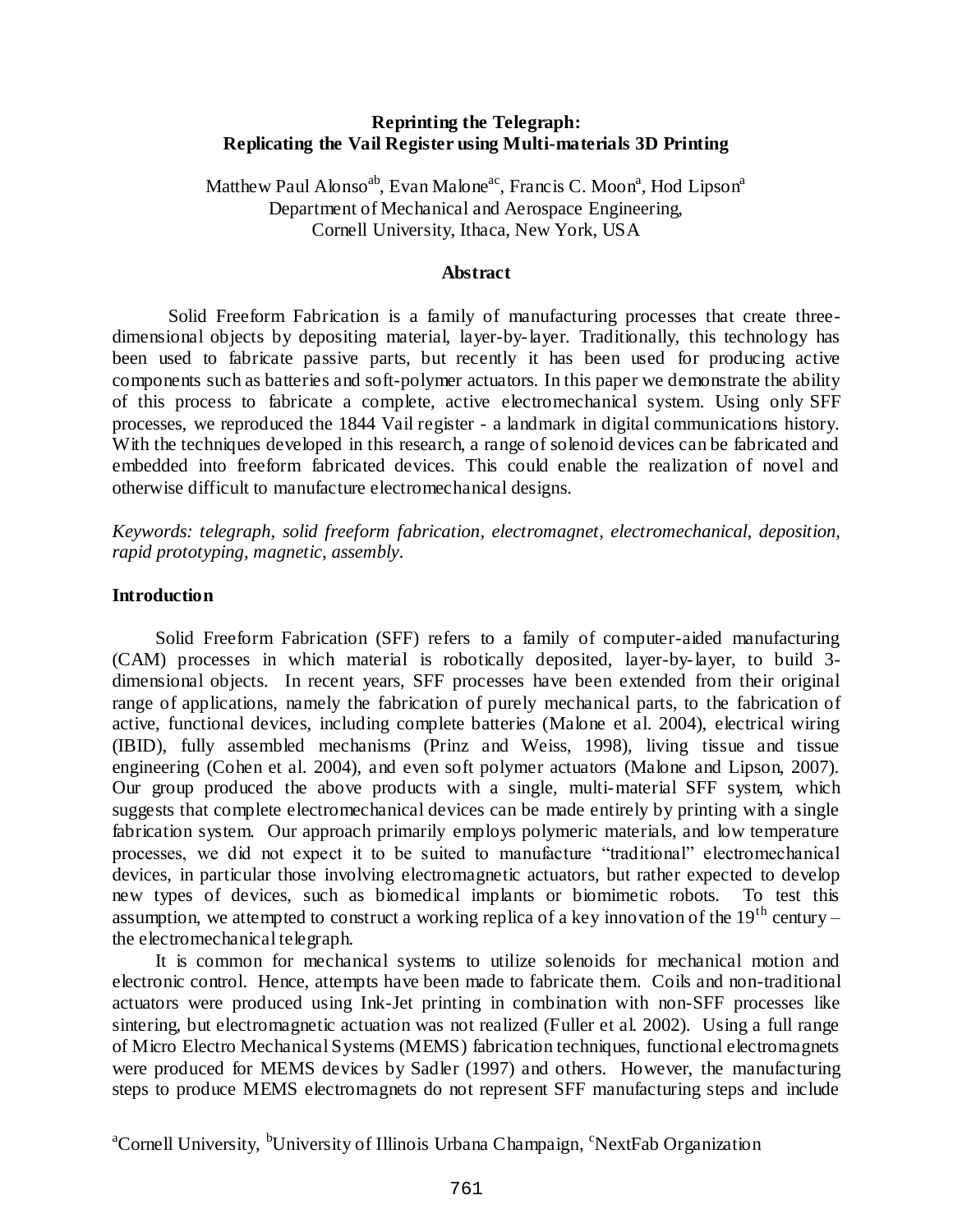# Reprinting the Telegraph: Replicating the Vail Register using Multi-materials 3D Printing

Matthew Paul Alonso[ab], Evan Malone[ac], Francis C. Moon[a], Hod Lipson[a]
Department of Mechanical and Aerospace Engineering,
Cornell University, Ithaca, New York, USA

## Abstract

Solid Freeform Fabrication is a family of manufacturing processes that create three-dimensional objects by depositing material, layer-by-layer. Traditionally, this technology has been used to fabricate passive parts, but recently it has been used for producing active components such as batteries and soft-polymer actuators. In this paper we demonstrate the ability of this process to fabricate a complete, active electromechanical system. Using only SFF processes, we reproduced the 1844 Vail register - a landmark in digital communications history. With the techniques developed in this research, a range of solenoid devices can be fabricated and embedded into freeform fabricated devices. This could enable the realization of novel and otherwise difficult to manufacture electromechanical designs.

*Keywords: telegraph, solid freeform fabrication, electromagnet, electromechanical, deposition, rapid prototyping, magnetic, assembly.*

## Introduction

Solid Freeform Fabrication (SFF) refers to a family of computer-aided manufacturing (CAM) processes in which material is robotically deposited, layer-by-layer, to build 3-dimensional objects. In recent years, SFF processes have been extended from their original range of applications, namely the fabrication of purely mechanical parts, to the fabrication of active, functional devices, including complete batteries (Malone et al. 2004), electrical wiring (IBID), fully assembled mechanisms (Prinz and Weiss, 1998), living tissue and tissue engineering (Cohen et al. 2004), and even soft polymer actuators (Malone and Lipson, 2007). Our group produced the above products with a single, multi-material SFF system, which suggests that complete electromechanical devices can be made entirely by printing with a single fabrication system. Our approach primarily employs polymeric materials, and low temperature processes, we did not expect it to be suited to manufacture "traditional" electromechanical devices, in particular those involving electromagnetic actuators, but rather expected to develop new types of devices, such as biomedical implants or biomimetic robots. To test this assumption, we attempted to construct a working replica of a key innovation of the 19th century – the electromechanical telegraph.

It is common for mechanical systems to utilize solenoids for mechanical motion and electronic control. Hence, attempts have been made to fabricate them. Coils and non-traditional actuators were produced using Ink-Jet printing in combination with non-SFF processes like sintering, but electromagnetic actuation was not realized (Fuller et al. 2002). Using a full range of Micro Electro Mechanical Systems (MEMS) fabrication techniques, functional electromagnets were produced for MEMS devices by Sadler (1997) and others. However, the manufacturing steps to produce MEMS electromagnets do not represent SFF manufacturing steps and include

[a]Cornell University, [b]University of Illinois Urbana Champaign, [c]NextFab Organization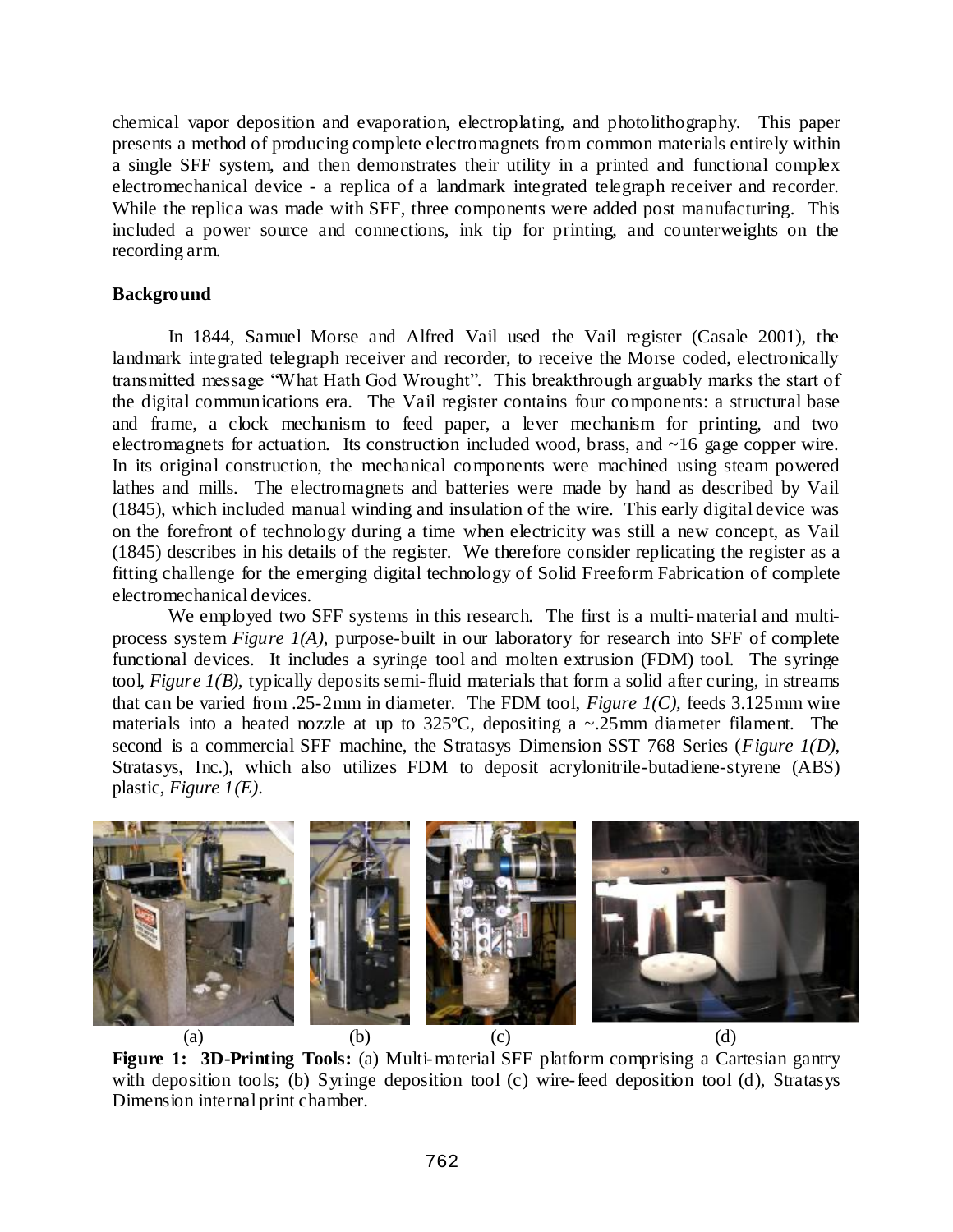chemical vapor deposition and evaporation, electroplating, and photolithography. This paper presents a method of producing complete electromagnets from common materials entirely within a single SFF system, and then demonstrates their utility in a printed and functional complex electromechanical device - a replica of a landmark integrated telegraph receiver and recorder. While the replica was made with SFF, three components were added post manufacturing. This included a power source and connections, ink tip for printing, and counterweights on the recording arm.

**Background**

In 1844, Samuel Morse and Alfred Vail used the Vail register (Casale 2001), the landmark integrated telegraph receiver and recorder, to receive the Morse coded, electronically transmitted message "What Hath God Wrought". This breakthrough arguably marks the start of the digital communications era. The Vail register contains four components: a structural base and frame, a clock mechanism to feed paper, a lever mechanism for printing, and two electromagnets for actuation. Its construction included wood, brass, and ~16 gage copper wire. In its original construction, the mechanical components were machined using steam powered lathes and mills. The electromagnets and batteries were made by hand as described by Vail (1845), which included manual winding and insulation of the wire. This early digital device was on the forefront of technology during a time when electricity was still a new concept, as Vail (1845) describes in his details of the register. We therefore consider replicating the register as a fitting challenge for the emerging digital technology of Solid Freeform Fabrication of complete electromechanical devices.

We employed two SFF systems in this research. The first is a multi-material and multi-process system *Figure 1(A)*, purpose-built in our laboratory for research into SFF of complete functional devices. It includes a syringe tool and molten extrusion (FDM) tool. The syringe tool, *Figure 1(B)*, typically deposits semi-fluid materials that form a solid after curing, in streams that can be varied from .25-2mm in diameter. The FDM tool, *Figure 1(C)*, feeds 3.125mm wire materials into a heated nozzle at up to 325ºC, depositing a ~.25mm diameter filament. The second is a commercial SFF machine, the Stratasys Dimension SST 768 Series (*Figure 1(D)*, Stratasys, Inc.), which also utilizes FDM to deposit acrylonitrile-butadiene-styrene (ABS) plastic, *Figure 1(E)*.

(a) (b) (c) (d)

**Figure 1: 3D-Printing Tools:** (a) Multi-material SFF platform comprising a Cartesian gantry with deposition tools; (b) Syringe deposition tool (c) wire-feed deposition tool (d), Stratasys Dimension internal print chamber.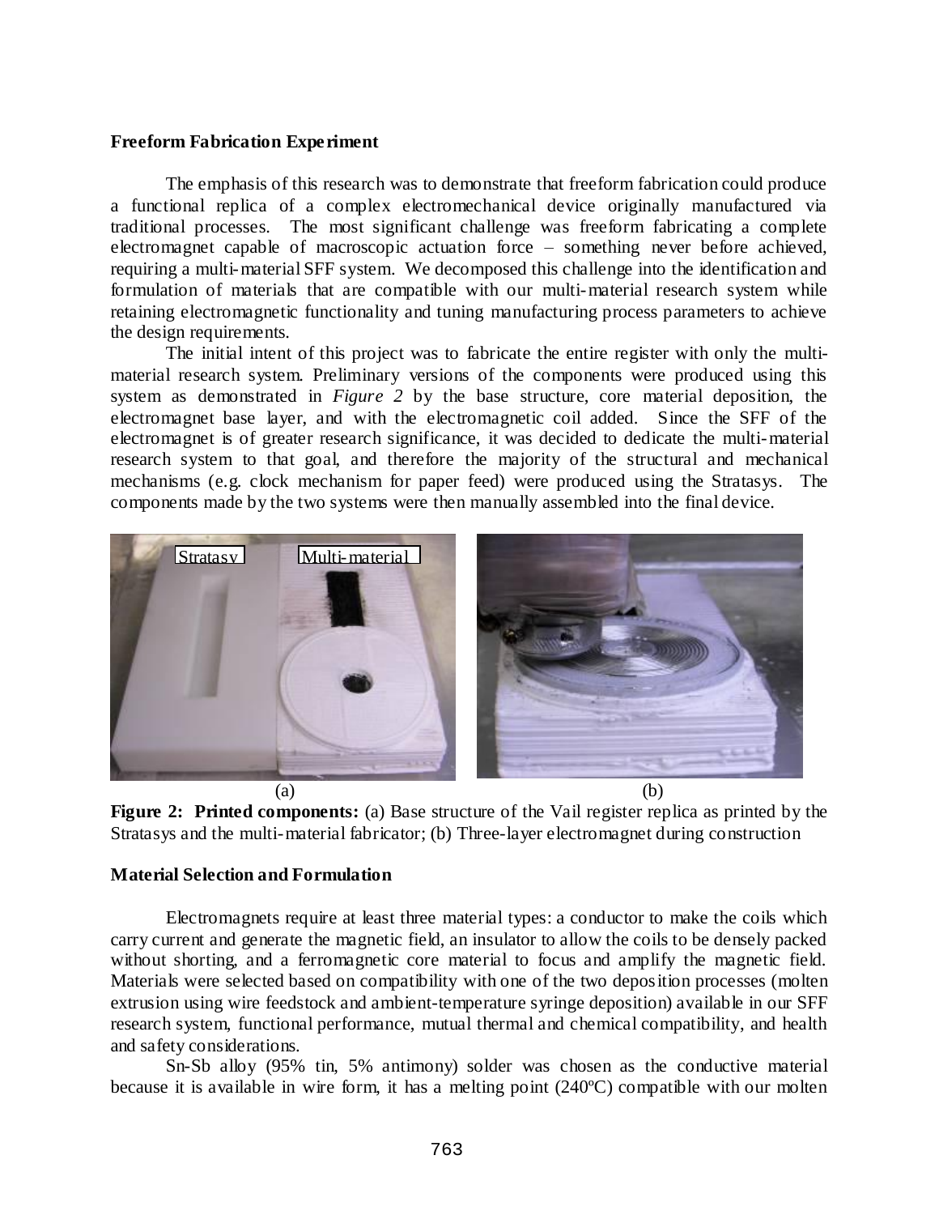### Freeform Fabrication Experiment

The emphasis of this research was to demonstrate that freeform fabrication could produce a functional replica of a complex electromechanical device originally manufactured via traditional processes. The most significant challenge was freeform fabricating a complete electromagnet capable of macroscopic actuation force – something never before achieved, requiring a multi-material SFF system. We decomposed this challenge into the identification and formulation of materials that are compatible with our multi-material research system while retaining electromagnetic functionality and tuning manufacturing process parameters to achieve the design requirements.

The initial intent of this project was to fabricate the entire register with only the multi-material research system. Preliminary versions of the components were produced using this system as demonstrated in *Figure 2* by the base structure, core material deposition, the electromagnet base layer, and with the electromagnetic coil added. Since the SFF of the electromagnet is of greater research significance, it was decided to dedicate the multi-material research system to that goal, and therefore the majority of the structural and mechanical mechanisms (e.g. clock mechanism for paper feed) were produced using the Stratasys. The components made by the two systems were then manually assembled into the final device.

**Figure 2: Printed components:** (a) Base structure of the Vail register replica as printed by the Stratasys and the multi-material fabricator; (b) Three-layer electromagnet during construction

### Material Selection and Formulation

Electromagnets require at least three material types: a conductor to make the coils which carry current and generate the magnetic field, an insulator to allow the coils to be densely packed without shorting, and a ferromagnetic core material to focus and amplify the magnetic field. Materials were selected based on compatibility with one of the two deposition processes (molten extrusion using wire feedstock and ambient-temperature syringe deposition) available in our SFF research system, functional performance, mutual thermal and chemical compatibility, and health and safety considerations.

Sn-Sb alloy (95% tin, 5% antimony) solder was chosen as the conductive material because it is available in wire form, it has a melting point (240ºC) compatible with our molten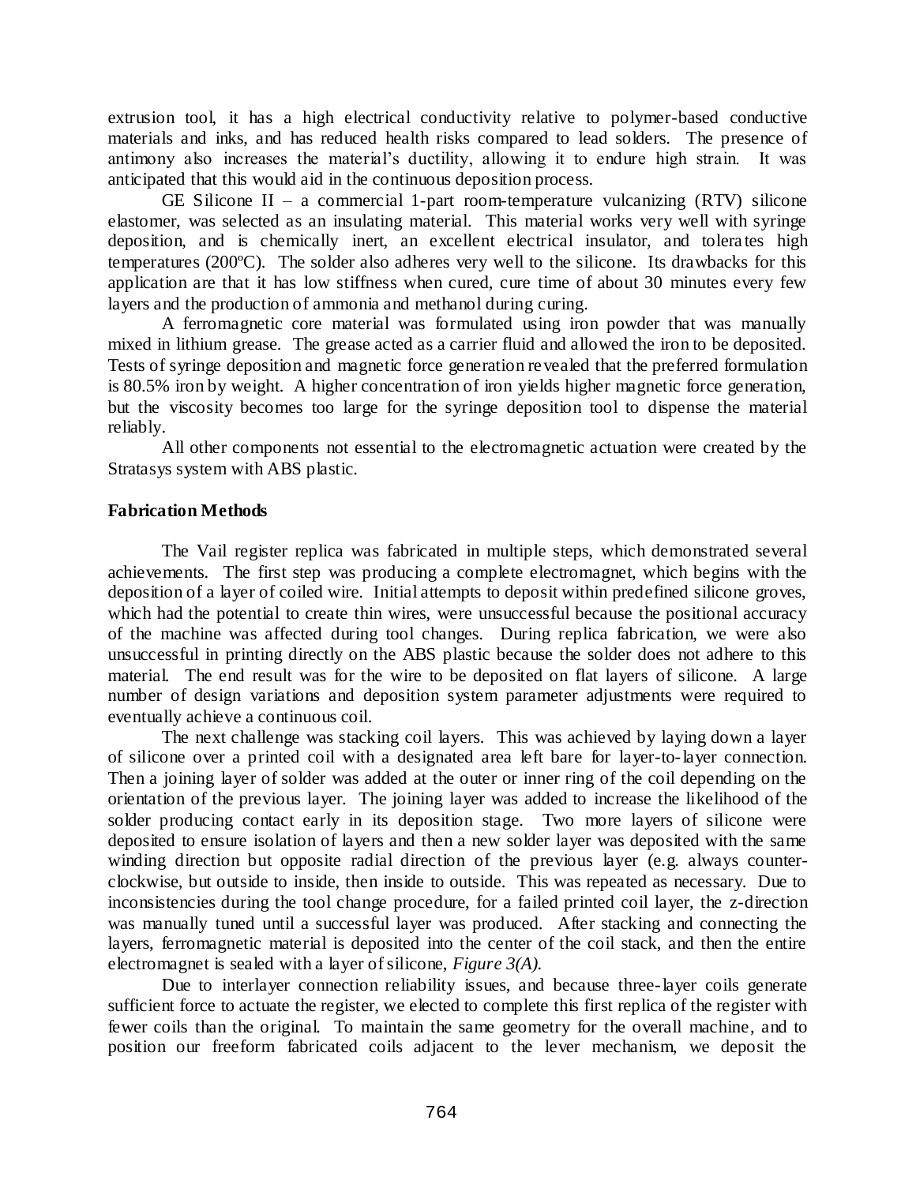extrusion tool, it has a high electrical conductivity relative to polymer-based conductive materials and inks, and has reduced health risks compared to lead solders. The presence of antimony also increases the material's ductility, allowing it to endure high strain. It was anticipated that this would aid in the continuous deposition process.

GE Silicone II – a commercial 1-part room-temperature vulcanizing (RTV) silicone elastomer, was selected as an insulating material. This material works very well with syringe deposition, and is chemically inert, an excellent electrical insulator, and tolerates high temperatures (200ºC). The solder also adheres very well to the silicone. Its drawbacks for this application are that it has low stiffness when cured, cure time of about 30 minutes every few layers and the production of ammonia and methanol during curing.

A ferromagnetic core material was formulated using iron powder that was manually mixed in lithium grease. The grease acted as a carrier fluid and allowed the iron to be deposited. Tests of syringe deposition and magnetic force generation revealed that the preferred formulation is 80.5% iron by weight. A higher concentration of iron yields higher magnetic force generation, but the viscosity becomes too large for the syringe deposition tool to dispense the material reliably.

All other components not essential to the electromagnetic actuation were created by the Stratasys system with ABS plastic.

**Fabrication Methods**

The Vail register replica was fabricated in multiple steps, which demonstrated several achievements. The first step was producing a complete electromagnet, which begins with the deposition of a layer of coiled wire. Initial attempts to deposit within predefined silicone groves, which had the potential to create thin wires, were unsuccessful because the positional accuracy of the machine was affected during tool changes. During replica fabrication, we were also unsuccessful in printing directly on the ABS plastic because the solder does not adhere to this material. The end result was for the wire to be deposited on flat layers of silicone. A large number of design variations and deposition system parameter adjustments were required to eventually achieve a continuous coil.

The next challenge was stacking coil layers. This was achieved by laying down a layer of silicone over a printed coil with a designated area left bare for layer-to-layer connection. Then a joining layer of solder was added at the outer or inner ring of the coil depending on the orientation of the previous layer. The joining layer was added to increase the likelihood of the solder producing contact early in its deposition stage. Two more layers of silicone were deposited to ensure isolation of layers and then a new solder layer was deposited with the same winding direction but opposite radial direction of the previous layer (e.g. always counter-clockwise, but outside to inside, then inside to outside. This was repeated as necessary. Due to inconsistencies during the tool change procedure, for a failed printed coil layer, the z-direction was manually tuned until a successful layer was produced. After stacking and connecting the layers, ferromagnetic material is deposited into the center of the coil stack, and then the entire electromagnet is sealed with a layer of silicone, *Figure 3(A).*

Due to interlayer connection reliability issues, and because three-layer coils generate sufficient force to actuate the register, we elected to complete this first replica of the register with fewer coils than the original. To maintain the same geometry for the overall machine, and to position our freeform fabricated coils adjacent to the lever mechanism, we deposit the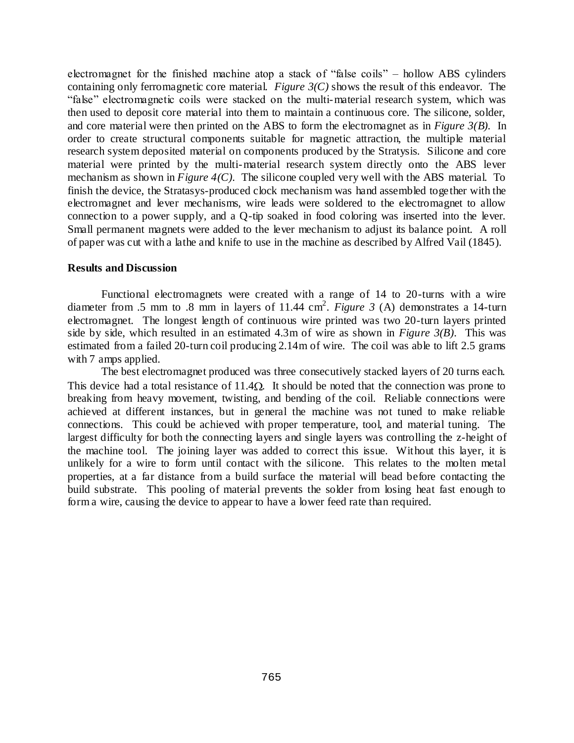electromagnet for the finished machine atop a stack of "false coils" – hollow ABS cylinders containing only ferromagnetic core material. *Figure 3(C)* shows the result of this endeavor. The "false" electromagnetic coils were stacked on the multi-material research system, which was then used to deposit core material into them to maintain a continuous core. The silicone, solder, and core material were then printed on the ABS to form the electromagnet as in *Figure 3(B).* In order to create structural components suitable for magnetic attraction, the multiple material research system deposited material on components produced by the Stratysis. Silicone and core material were printed by the multi-material research system directly onto the ABS lever mechanism as shown in *Figure 4(C).* The silicone coupled very well with the ABS material. To finish the device, the Stratasys-produced clock mechanism was hand assembled together with the electromagnet and lever mechanisms, wire leads were soldered to the electromagnet to allow connection to a power supply, and a Q-tip soaked in food coloring was inserted into the lever. Small permanent magnets were added to the lever mechanism to adjust its balance point. A roll of paper was cut with a lathe and knife to use in the machine as described by Alfred Vail (1845).

**Results and Discussion**

Functional electromagnets were created with a range of 14 to 20-turns with a wire diameter from .5 mm to .8 mm in layers of 11.44 $cm^2$. *Figure 3* (A) demonstrates a 14-turn electromagnet. The longest length of continuous wire printed was two 20-turn layers printed side by side, which resulted in an estimated 4.3m of wire as shown in *Figure 3(B).* This was estimated from a failed 20-turn coil producing 2.14m of wire. The coil was able to lift 2.5 grams with 7 amps applied.

The best electromagnet produced was three consecutively stacked layers of 20 turns each. This device had a total resistance of 11.4$\Omega$. It should be noted that the connection was prone to breaking from heavy movement, twisting, and bending of the coil. Reliable connections were achieved at different instances, but in general the machine was not tuned to make reliable connections. This could be achieved with proper temperature, tool, and material tuning. The largest difficulty for both the connecting layers and single layers was controlling the z-height of the machine tool. The joining layer was added to correct this issue. Without this layer, it is unlikely for a wire to form until contact with the silicone. This relates to the molten metal properties, at a far distance from a build surface the material will bead before contacting the build substrate. This pooling of material prevents the solder from losing heat fast enough to form a wire, causing the device to appear to have a lower feed rate than required.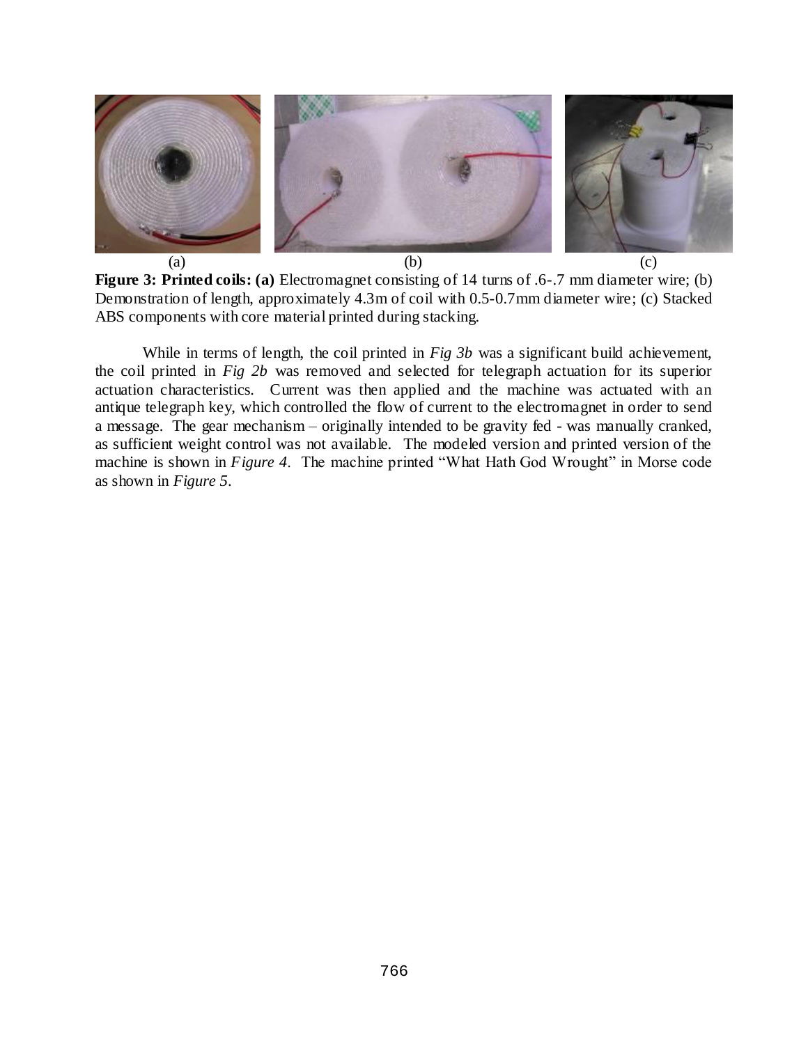(a) (b) (c)

**Figure 3: Printed coils: (a)** Electromagnet consisting of 14 turns of .6-.7 mm diameter wire; (b) Demonstration of length, approximately 4.3m of coil with 0.5-0.7mm diameter wire; (c) Stacked ABS components with core material printed during stacking.

While in terms of length, the coil printed in *Fig 3b* was a significant build achievement, the coil printed in *Fig 2b* was removed and selected for telegraph actuation for its superior actuation characteristics. Current was then applied and the machine was actuated with an antique telegraph key, which controlled the flow of current to the electromagnet in order to send a message. The gear mechanism – originally intended to be gravity fed - was manually cranked, as sufficient weight control was not available. The modeled version and printed version of the machine is shown in *Figure 4*. The machine printed "What Hath God Wrought" in Morse code as shown in *Figure 5*.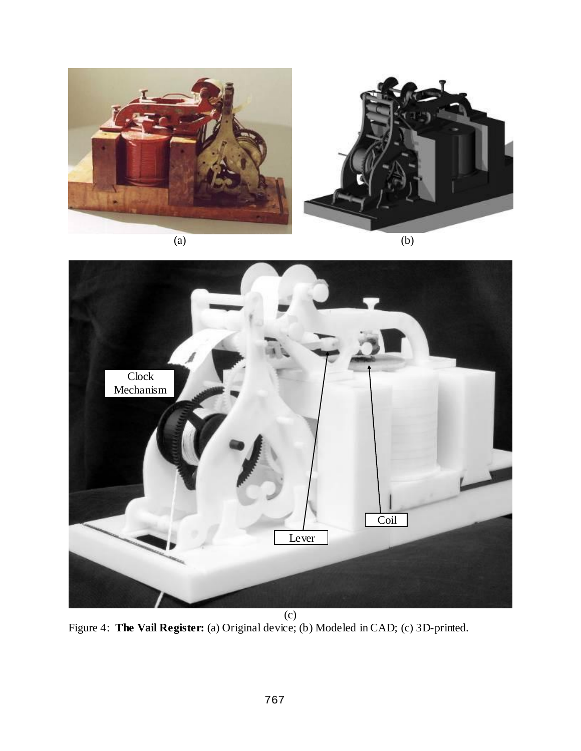(a)

(b)

Clock Mechanism

Coil

Lever

(c)

Figure 4: **The Vail Register:** (a) Original device; (b) Modeled in CAD; (c) 3D-printed.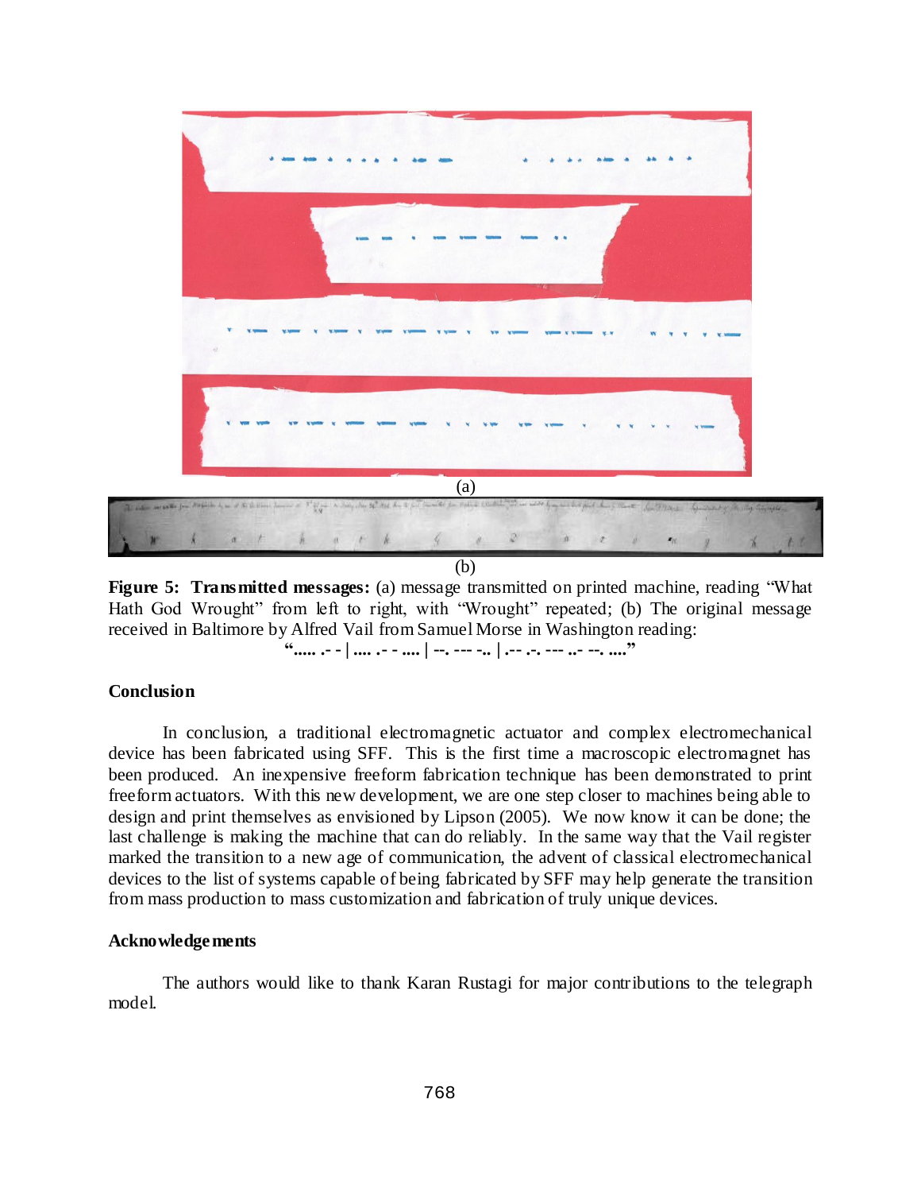(a)

(b)

**Figure 5: Transmitted messages:** (a) message transmitted on printed machine, reading "What Hath God Wrought" from left to right, with "Wrought" repeated; (b) The original message received in Baltimore by Alfred Vail from Samuel Morse in Washington reading:

**"..... .- - | .... .- - .... | --. --- -.. | .-- .-. --- ..- --. ...."**

## Conclusion

In conclusion, a traditional electromagnetic actuator and complex electromechanical device has been fabricated using SFF. This is the first time a macroscopic electromagnet has been produced. An inexpensive freeform fabrication technique has been demonstrated to print freeform actuators. With this new development, we are one step closer to machines being able to design and print themselves as envisioned by Lipson (2005). We now know it can be done; the last challenge is making the machine that can do reliably. In the same way that the Vail register marked the transition to a new age of communication, the advent of classical electromechanical devices to the list of systems capable of being fabricated by SFF may help generate the transition from mass production to mass customization and fabrication of truly unique devices.

## Acknowledgements

The authors would like to thank Karan Rustagi for major contributions to the telegraph model.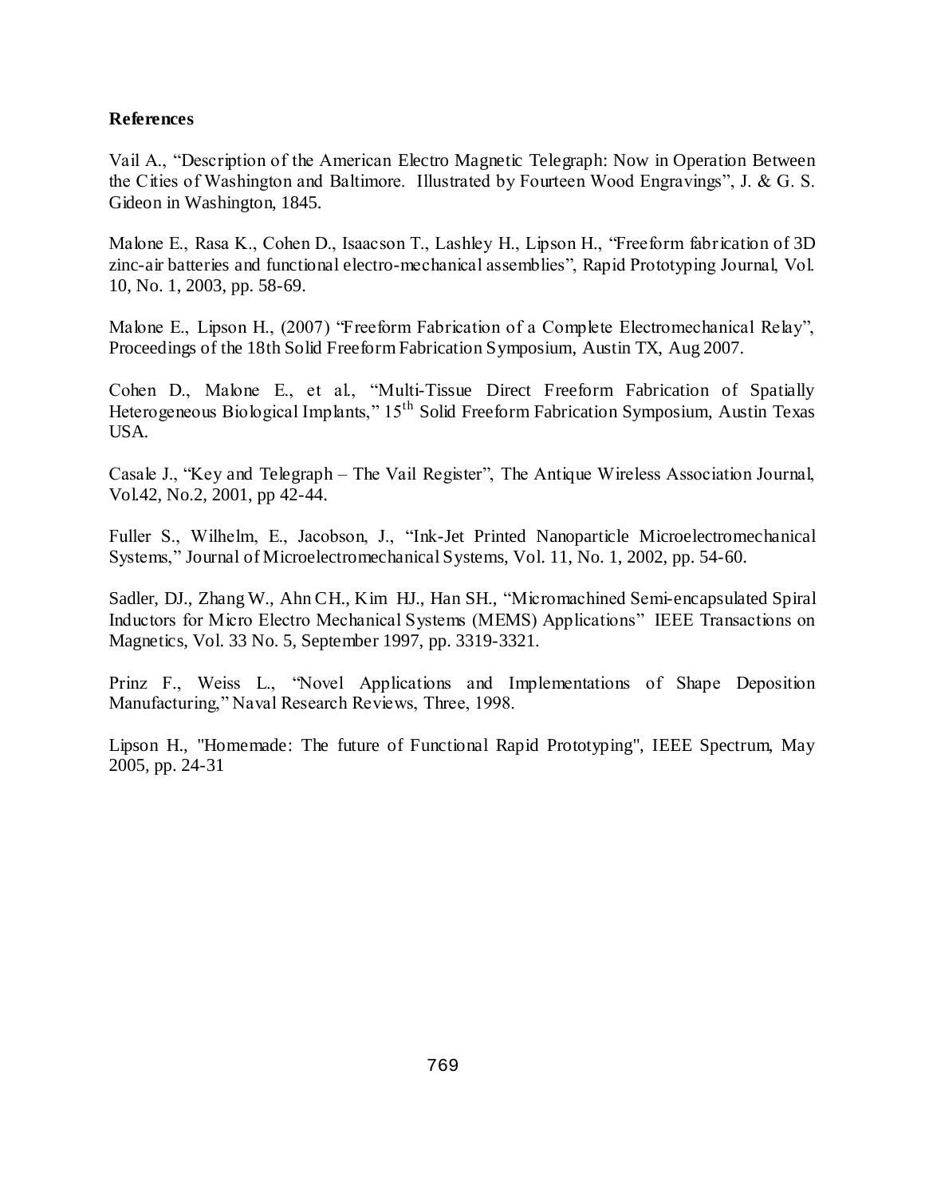**References**

Vail A., "Description of the American Electro Magnetic Telegraph: Now in Operation Between the Cities of Washington and Baltimore. Illustrated by Fourteen Wood Engravings", J. & G. S. Gideon in Washington, 1845.

Malone E., Rasa K., Cohen D., Isaacson T., Lashley H., Lipson H., "Freeform fabrication of 3D zinc-air batteries and functional electro-mechanical assemblies", Rapid Prototyping Journal, Vol. 10, No. 1, 2003, pp. 58-69.

Malone E., Lipson H., (2007) "Freeform Fabrication of a Complete Electromechanical Relay", Proceedings of the 18th Solid Freeform Fabrication Symposium, Austin TX, Aug 2007.

Cohen D., Malone E., et al., "Multi-Tissue Direct Freeform Fabrication of Spatially Heterogeneous Biological Implants," 15th Solid Freeform Fabrication Symposium, Austin Texas USA.

Casale J., "Key and Telegraph – The Vail Register", The Antique Wireless Association Journal, Vol.42, No.2, 2001, pp 42-44.

Fuller S., Wilhelm, E., Jacobson, J., "Ink-Jet Printed Nanoparticle Microelectromechanical Systems," Journal of Microelectromechanical Systems, Vol. 11, No. 1, 2002, pp. 54-60.

Sadler, DJ., Zhang W., Ahn CH., Kim HJ., Han SH., "Micromachined Semi-encapsulated Spiral Inductors for Micro Electro Mechanical Systems (MEMS) Applications" IEEE Transactions on Magnetics, Vol. 33 No. 5, September 1997, pp. 3319-3321.

Prinz F., Weiss L., "Novel Applications and Implementations of Shape Deposition Manufacturing," Naval Research Reviews, Three, 1998.

Lipson H., "Homemade: The future of Functional Rapid Prototyping", IEEE Spectrum, May 2005, pp. 24-31